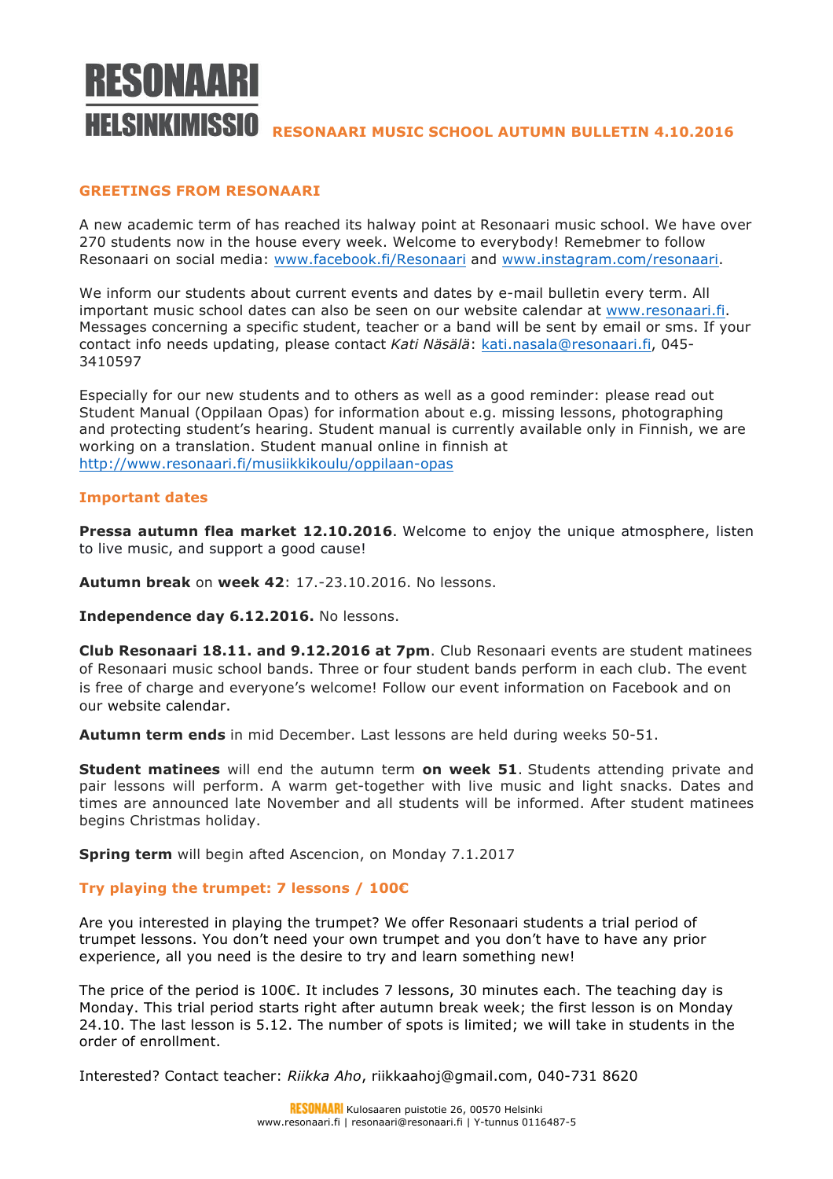# RESONAARI HELSINKIMISSIO

**RESONAARI MUSIC SCHOOL AUTUMN BULLETIN 4.10.2016**

## GREETINGS FROM RESONAARI

A new academic term of has reached its halway point at Resonaari music school. We have over 270 students now in the house every week. Welcome to everybody! Remebmer to follow Resonaari on social media: www.facebook.fi/Resonaari and www.instagram.com/resonaari.

We inform our students about current events and dates by e-mail bulletin every term. All important music school dates can also be seen on our website calendar at www.resonaari.fi. Messages concerning a specific student, teacher or a band will be sent by email or sms. If your contact info needs updating, please contact *Kati Näsälä*: kati.nasala@resonaari.fi, 045-3410597

Especially for our new students and to others as well as a good reminder: please read out Student Manual (Oppilaan Opas) for information about e.g. missing lessons, photographing and protecting student's hearing. Student manual is currently available only in Finnish, we are working on a translation. Student manual online in finnish at http://www.resonaari.fi/musiikkikoulu/oppilaan-opas

## Important dates

**Pressa autumn flea market 12.10.2016**. Welcome to enjoy the unique atmosphere, listen to live music, and support a good cause!

**Autumn break** on **week 42**: 17.-23.10.2016. No lessons.

**Independence day 6.12.2016.** No lessons.

**Club Resonaari 18.11. and 9.12.2016 at 7pm**. Club Resonaari events are student matinees of Resonaari music school bands. Three or four student bands perform in each club. The event is free of charge and everyone's welcome! Follow our event information on Facebook and on our website calendar.

**Autumn term ends** in mid December. Last lessons are held during weeks 50-51.

**Student matinees** will end the autumn term **on week 51**. Students attending private and pair lessons will perform. A warm get-together with live music and light snacks. Dates and times are announced late November and all students will be informed. After student matinees begins Christmas holiday.

**Spring term** will begin afted Ascencion, on Monday 7.1.2017

## Try playing the trumpet: 7 lessons / 100€

Are you interested in playing the trumpet? We offer Resonaari students a trial period of trumpet lessons. You don't need your own trumpet and you don't have to have any prior experience, all you need is the desire to try and learn something new!

The price of the period is 100€. It includes 7 lessons, 30 minutes each. The teaching day is Monday. This trial period starts right after autumn break week; the first lesson is on Monday 24.10. The last lesson is 5.12. The number of spots is limited; we will take in students in the order of enrollment.

Interested? Contact teacher: *Riikka Aho*, riikkaahoj@gmail.com, 040-731 8620

RESONAARI Kulosaaren puistotie 26, 00570 Helsinki
www.resonaari.fi | resonaari@resonaari.fi | Y-tunnus 0116487-5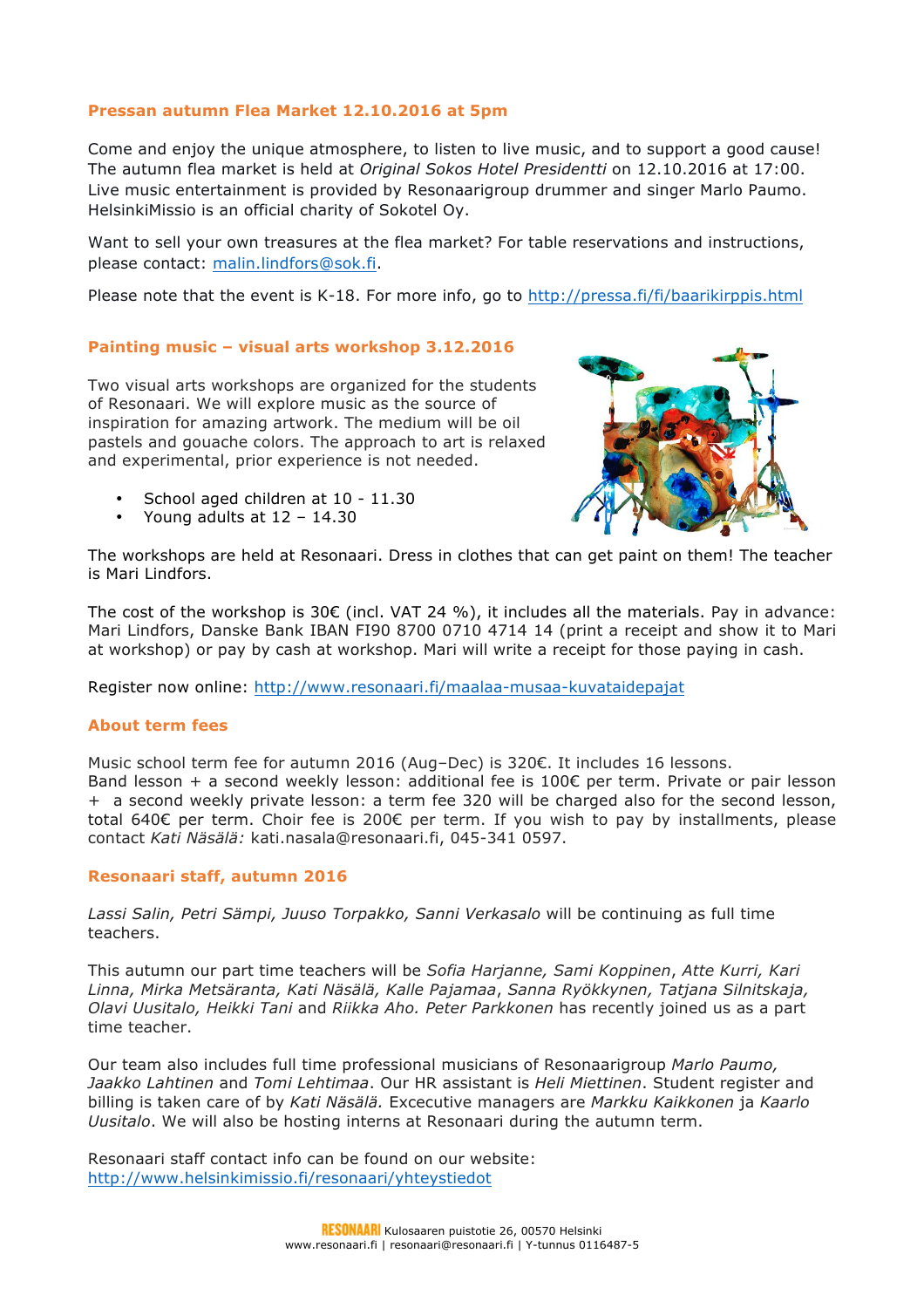### Pressan autumn Flea Market 12.10.2016 at 5pm

Come and enjoy the unique atmosphere, to listen to live music, and to support a good cause! The autumn flea market is held at *Original Sokos Hotel Presidentti* on 12.10.2016 at 17:00. Live music entertainment is provided by Resonaarigroup drummer and singer Marlo Paumo. HelsinkiMissio is an official charity of Sokotel Oy.

Want to sell your own treasures at the flea market? For table reservations and instructions, please contact: malin.lindfors@sok.fi.

Please note that the event is K-18. For more info, go to http://pressa.fi/fi/baarikirppis.html

### Painting music – visual arts workshop 3.12.2016

Two visual arts workshops are organized for the students of Resonaari. We will explore music as the source of inspiration for amazing artwork. The medium will be oil pastels and gouache colors. The approach to art is relaxed and experimental, prior experience is not needed.

- School aged children at 10 - 11.30
- Young adults at 12 – 14.30

The workshops are held at Resonaari. Dress in clothes that can get paint on them! The teacher is Mari Lindfors.

The cost of the workshop is 30€ (incl. VAT 24 %), it includes all the materials. Pay in advance: Mari Lindfors, Danske Bank IBAN FI90 8700 0710 4714 14 (print a receipt and show it to Mari at workshop) or pay by cash at workshop. Mari will write a receipt for those paying in cash.

Register now online: http://www.resonaari.fi/maalaa-musaa-kuvataidepajat

### About term fees

Music school term fee for autumn 2016 (Aug–Dec) is 320€. It includes 16 lessons.
Band lesson + a second weekly lesson: additional fee is 100€ per term. Private or pair lesson + a second weekly private lesson: a term fee 320 will be charged also for the second lesson, total 640€ per term. Choir fee is 200€ per term. If you wish to pay by installments, please contact *Kati Näsälä:* kati.nasala@resonaari.fi, 045-341 0597.

### Resonaari staff, autumn 2016

*Lassi Salin, Petri Sämpi, Juuso Torpakko, Sanni Verkasalo* will be continuing as full time teachers.

This autumn our part time teachers will be *Sofia Harjanne, Sami Koppinen*, *Atte Kurri, Kari Linna, Mirka Metsäranta, Kati Näsälä, Kalle Pajamaa*, *Sanna Ryökkynen, Tatjana Silnitskaja, Olavi Uusitalo, Heikki Tani* and *Riikka Aho. Peter Parkkonen* has recently joined us as a part time teacher.

Our team also includes full time professional musicians of Resonaarigroup *Marlo Paumo, Jaakko Lahtinen* and *Tomi Lehtimaa*. Our HR assistant is *Heli Miettinen*. Student register and billing is taken care of by *Kati Näsälä.* Excecutive managers are *Markku Kaikkonen* ja *Kaarlo Uusitalo*. We will also be hosting interns at Resonaari during the autumn term.

Resonaari staff contact info can be found on our website:
http://www.helsinkimissio.fi/resonaari/yhteystiedot

RESONAARI Kulosaaren puistotie 26, 00570 Helsinki
www.resonaari.fi | resonaari@resonaari.fi | Y-tunnus 0116487-5